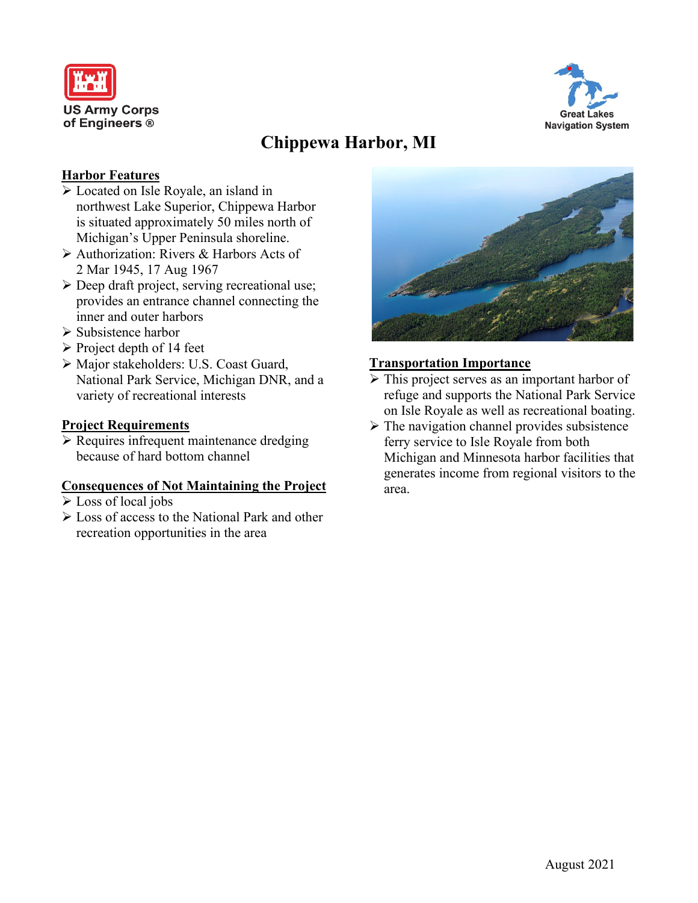US Army Corps of Engineers

Great Lakes Navigation System

# Chippewa Harbor, MI

## Harbor Features

- Located on Isle Royale, an island in northwest Lake Superior, Chippewa Harbor is situated approximately 50 miles north of Michigan's Upper Peninsula shoreline.
- Authorization: Rivers & Harbors Acts of 2 Mar 1945, 17 Aug 1967
- Deep draft project, serving recreational use; provides an entrance channel connecting the inner and outer harbors
- Subsistence harbor
- Project depth of 14 feet
- Major stakeholders: U.S. Coast Guard, National Park Service, Michigan DNR, and a variety of recreational interests

## Project Requirements

- Requires infrequent maintenance dredging because of hard bottom channel

## Consequences of Not Maintaining the Project

- Loss of local jobs
- Loss of access to the National Park and other recreation opportunities in the area

## Transportation Importance

- This project serves as an important harbor of refuge and supports the National Park Service on Isle Royale as well as recreational boating.
- The navigation channel provides subsistence ferry service to Isle Royale from both Michigan and Minnesota harbor facilities that generates income from regional visitors to the area.

August 2021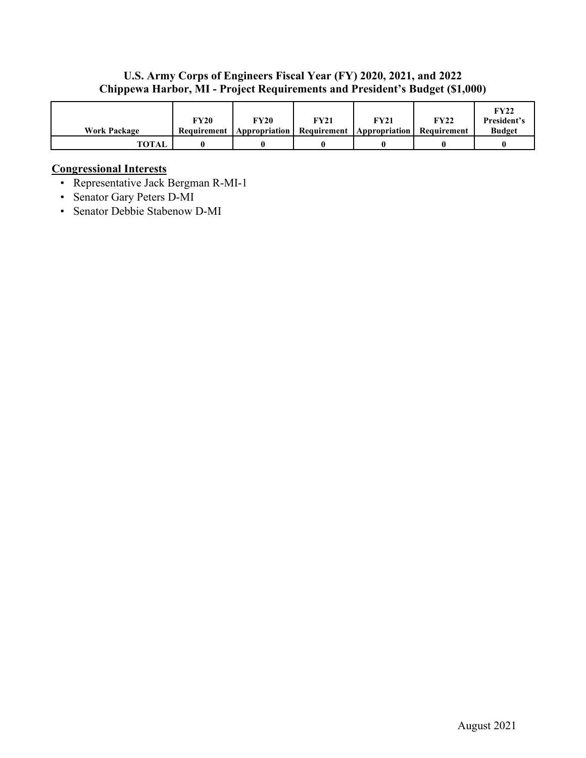**U.S. Army Corps of Engineers Fiscal Year (FY) 2020, 2021, and 2022**
**Chippewa Harbor, MI - Project Requirements and President's Budget ($1,000)**

| Work Package | FY20 Requirement | FY20 Appropriation | FY21 Requirement | FY21 Appropriation | FY22 Requirement | FY22 President's Budget |
|---|---|---|---|---|---|---|
| **TOTAL** | **0** | **0** | **0** | **0** | **0** | **0** |

## Congressional Interests

- Representative Jack Bergman R-MI-1
- Senator Gary Peters D-MI
- Senator Debbie Stabenow D-MI

August 2021